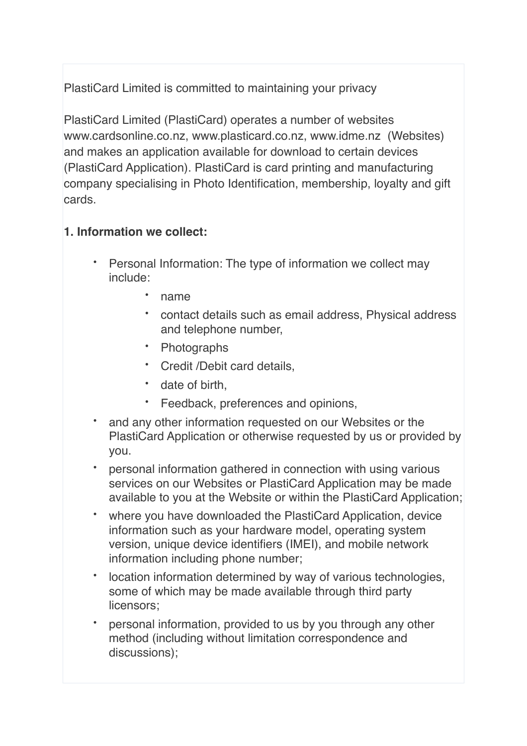PlastiCard Limited is committed to maintaining your privacy

PlastiCard Limited (PlastiCard) operates a number of websites www.cardsonline.co.nz, www.plasticard.co.nz, www.idme.nz (Websites) and makes an application available for download to certain devices (PlastiCard Application). PlastiCard is card printing and manufacturing company specialising in Photo Identification, membership, loyalty and gift cards.

**1. Information we collect:**

- Personal Information: The type of information we collect may include:
  - name
  - contact details such as email address, Physical address and telephone number,
  - Photographs
  - Credit /Debit card details,
  - date of birth,
  - Feedback, preferences and opinions,
- and any other information requested on our Websites or the PlastiCard Application or otherwise requested by us or provided by you.
- personal information gathered in connection with using various services on our Websites or PlastiCard Application may be made available to you at the Website or within the PlastiCard Application;
- where you have downloaded the PlastiCard Application, device information such as your hardware model, operating system version, unique device identifiers (IMEI), and mobile network information including phone number;
- location information determined by way of various technologies, some of which may be made available through third party licensors;
- personal information, provided to us by you through any other method (including without limitation correspondence and discussions);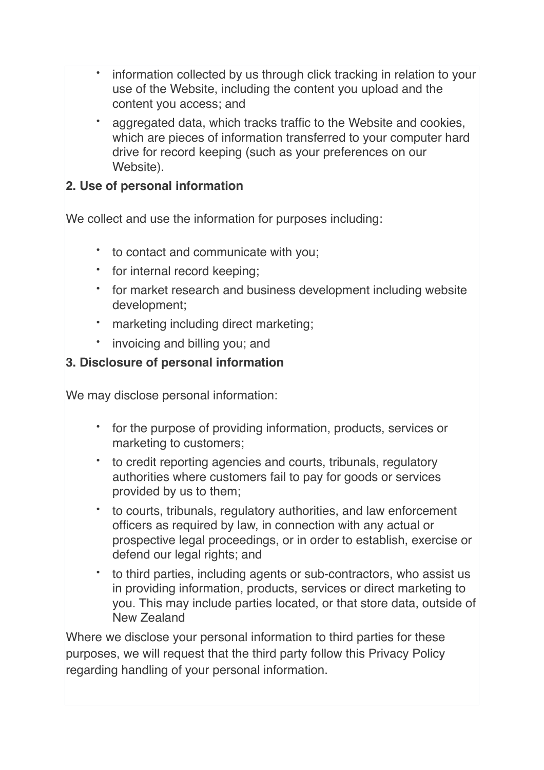- information collected by us through click tracking in relation to your use of the Website, including the content you upload and the content you access; and
- aggregated data, which tracks traffic to the Website and cookies, which are pieces of information transferred to your computer hard drive for record keeping (such as your preferences on our Website).

**2. Use of personal information**

We collect and use the information for purposes including:

- to contact and communicate with you;
- for internal record keeping;
- for market research and business development including website development;
- marketing including direct marketing;
- invoicing and billing you; and

**3. Disclosure of personal information**

We may disclose personal information:

- for the purpose of providing information, products, services or marketing to customers;
- to credit reporting agencies and courts, tribunals, regulatory authorities where customers fail to pay for goods or services provided by us to them;
- to courts, tribunals, regulatory authorities, and law enforcement officers as required by law, in connection with any actual or prospective legal proceedings, or in order to establish, exercise or defend our legal rights; and
- to third parties, including agents or sub-contractors, who assist us in providing information, products, services or direct marketing to you. This may include parties located, or that store data, outside of New Zealand

Where we disclose your personal information to third parties for these purposes, we will request that the third party follow this Privacy Policy regarding handling of your personal information.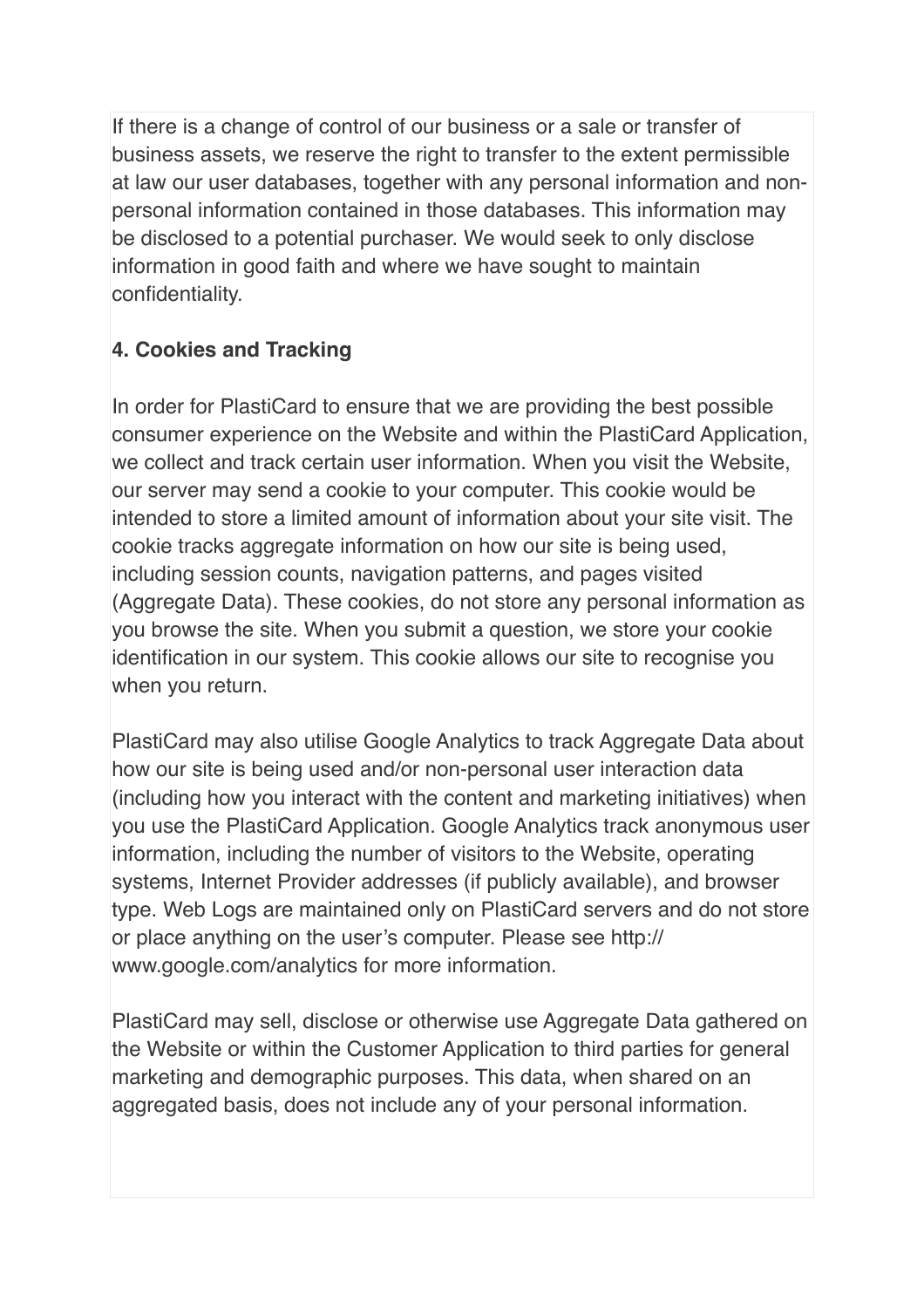If there is a change of control of our business or a sale or transfer of business assets, we reserve the right to transfer to the extent permissible at law our user databases, together with any personal information and non-personal information contained in those databases. This information may be disclosed to a potential purchaser. We would seek to only disclose information in good faith and where we have sought to maintain confidentiality.

**4. Cookies and Tracking**

In order for PlastiCard to ensure that we are providing the best possible consumer experience on the Website and within the PlastiCard Application, we collect and track certain user information. When you visit the Website, our server may send a cookie to your computer. This cookie would be intended to store a limited amount of information about your site visit. The cookie tracks aggregate information on how our site is being used, including session counts, navigation patterns, and pages visited (Aggregate Data). These cookies, do not store any personal information as you browse the site. When you submit a question, we store your cookie identification in our system. This cookie allows our site to recognise you when you return.

PlastiCard may also utilise Google Analytics to track Aggregate Data about how our site is being used and/or non-personal user interaction data (including how you interact with the content and marketing initiatives) when you use the PlastiCard Application. Google Analytics track anonymous user information, including the number of visitors to the Website, operating systems, Internet Provider addresses (if publicly available), and browser type. Web Logs are maintained only on PlastiCard servers and do not store or place anything on the user's computer. Please see http://www.google.com/analytics for more information.

PlastiCard may sell, disclose or otherwise use Aggregate Data gathered on the Website or within the Customer Application to third parties for general marketing and demographic purposes. This data, when shared on an aggregated basis, does not include any of your personal information.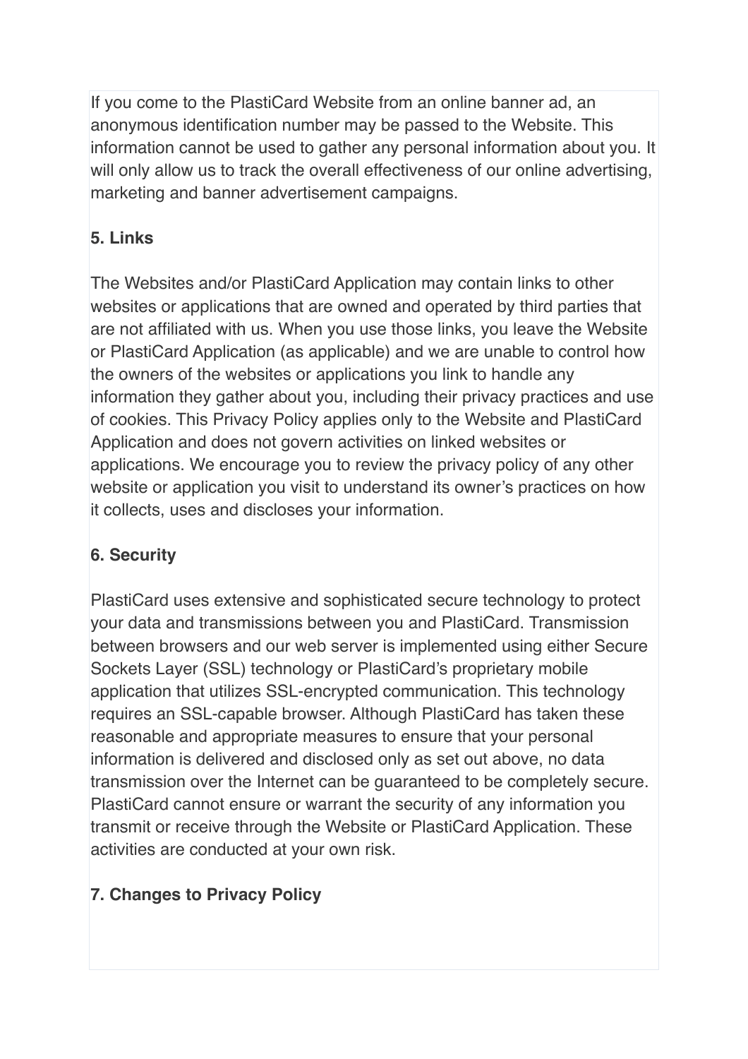If you come to the PlastiCard Website from an online banner ad, an anonymous identification number may be passed to the Website. This information cannot be used to gather any personal information about you. It will only allow us to track the overall effectiveness of our online advertising, marketing and banner advertisement campaigns.

**5. Links**

The Websites and/or PlastiCard Application may contain links to other websites or applications that are owned and operated by third parties that are not affiliated with us. When you use those links, you leave the Website or PlastiCard Application (as applicable) and we are unable to control how the owners of the websites or applications you link to handle any information they gather about you, including their privacy practices and use of cookies. This Privacy Policy applies only to the Website and PlastiCard Application and does not govern activities on linked websites or applications. We encourage you to review the privacy policy of any other website or application you visit to understand its owner's practices on how it collects, uses and discloses your information.

**6. Security**

PlastiCard uses extensive and sophisticated secure technology to protect your data and transmissions between you and PlastiCard. Transmission between browsers and our web server is implemented using either Secure Sockets Layer (SSL) technology or PlastiCard's proprietary mobile application that utilizes SSL-encrypted communication. This technology requires an SSL-capable browser. Although PlastiCard has taken these reasonable and appropriate measures to ensure that your personal information is delivered and disclosed only as set out above, no data transmission over the Internet can be guaranteed to be completely secure. PlastiCard cannot ensure or warrant the security of any information you transmit or receive through the Website or PlastiCard Application. These activities are conducted at your own risk.

**7. Changes to Privacy Policy**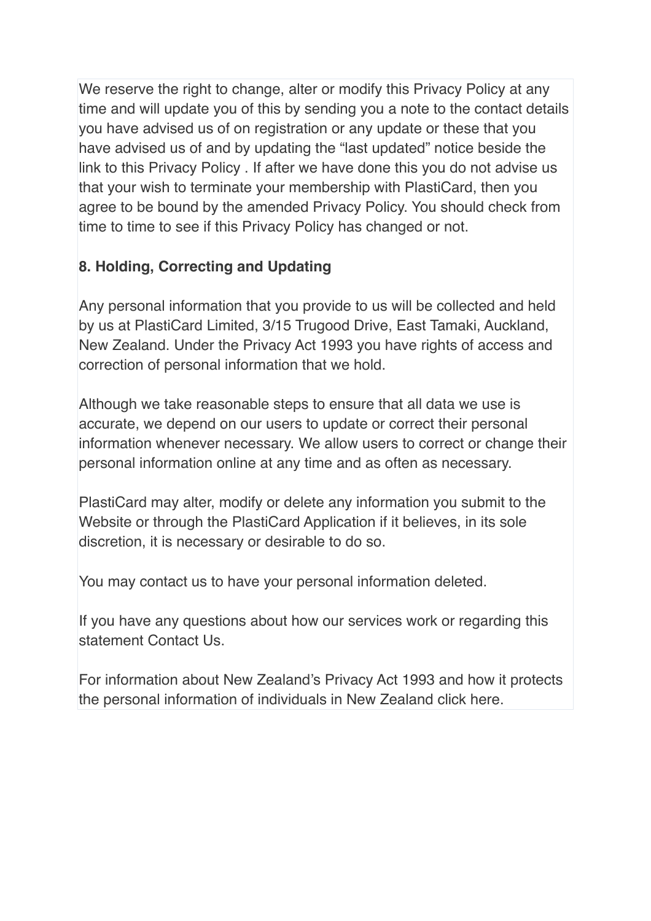We reserve the right to change, alter or modify this Privacy Policy at any time and will update you of this by sending you a note to the contact details you have advised us of on registration or any update or these that you have advised us of and by updating the "last updated" notice beside the link to this Privacy Policy . If after we have done this you do not advise us that your wish to terminate your membership with PlastiCard, then you agree to be bound by the amended Privacy Policy. You should check from time to time to see if this Privacy Policy has changed or not.

**8. Holding, Correcting and Updating**

Any personal information that you provide to us will be collected and held by us at PlastiCard Limited, 3/15 Trugood Drive, East Tamaki, Auckland, New Zealand. Under the Privacy Act 1993 you have rights of access and correction of personal information that we hold.

Although we take reasonable steps to ensure that all data we use is accurate, we depend on our users to update or correct their personal information whenever necessary. We allow users to correct or change their personal information online at any time and as often as necessary.

PlastiCard may alter, modify or delete any information you submit to the Website or through the PlastiCard Application if it believes, in its sole discretion, it is necessary or desirable to do so.

You may contact us to have your personal information deleted.

If you have any questions about how our services work or regarding this statement Contact Us.

For information about New Zealand's Privacy Act 1993 and how it protects the personal information of individuals in New Zealand click here.